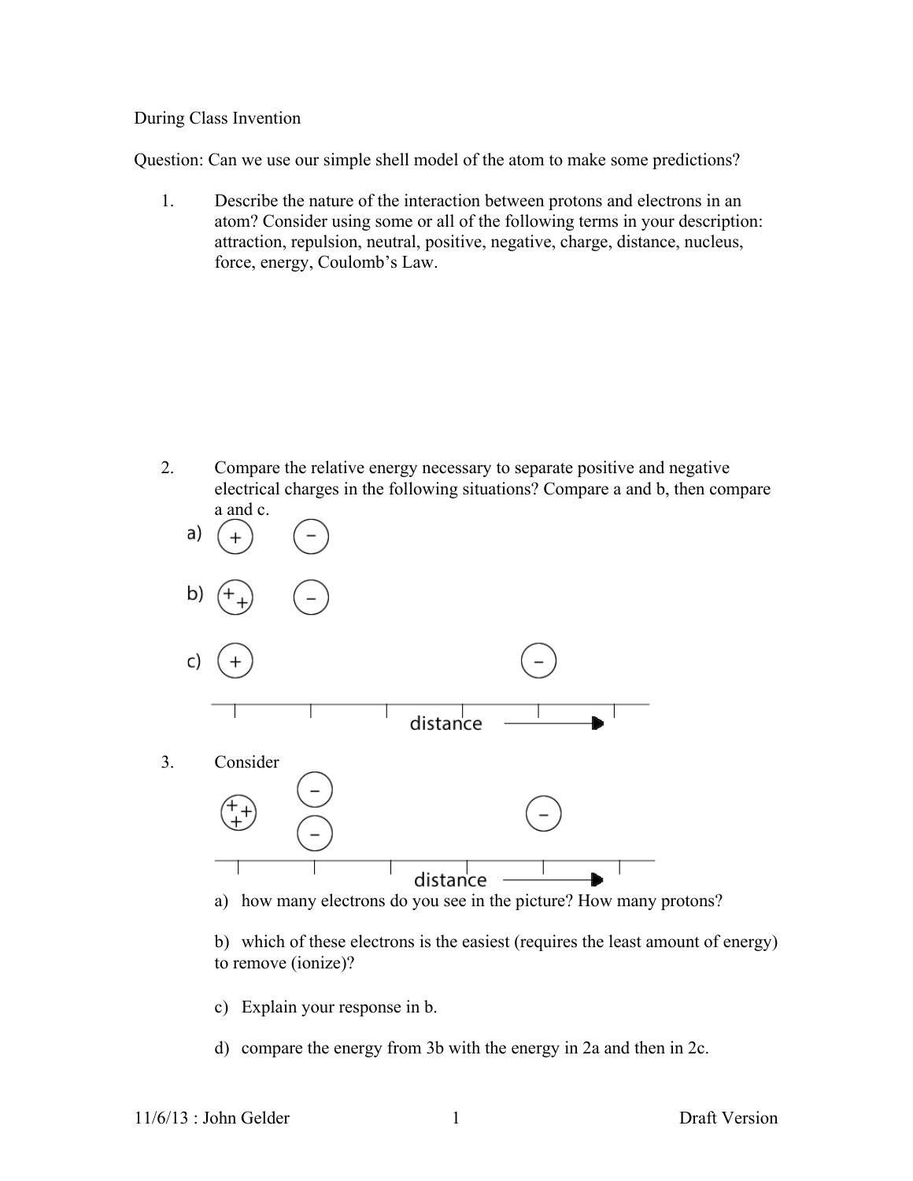During Class Invention

Question: Can we use our simple shell model of the atom to make some predictions?

1. Describe the nature of the interaction between protons and electrons in an atom? Consider using some or all of the following terms in your description: attraction, repulsion, neutral, positive, negative, charge, distance, nucleus, force, energy, Coulomb's Law.

2. Compare the relative energy necessary to separate positive and negative electrical charges in the following situations? Compare a and b, then compare a and c.

   a) (+) (−)

   b) (++) (−)

   c) (+) (−)

   distance →

3. Consider

   (+++) (−) (−) (−)

   distance →

   a) how many electrons do you see in the picture? How many protons?

   b) which of these electrons is the easiest (requires the least amount of energy) to remove (ionize)?

   c) Explain your response in b.

   d) compare the energy from 3b with the energy in 2a and then in 2c.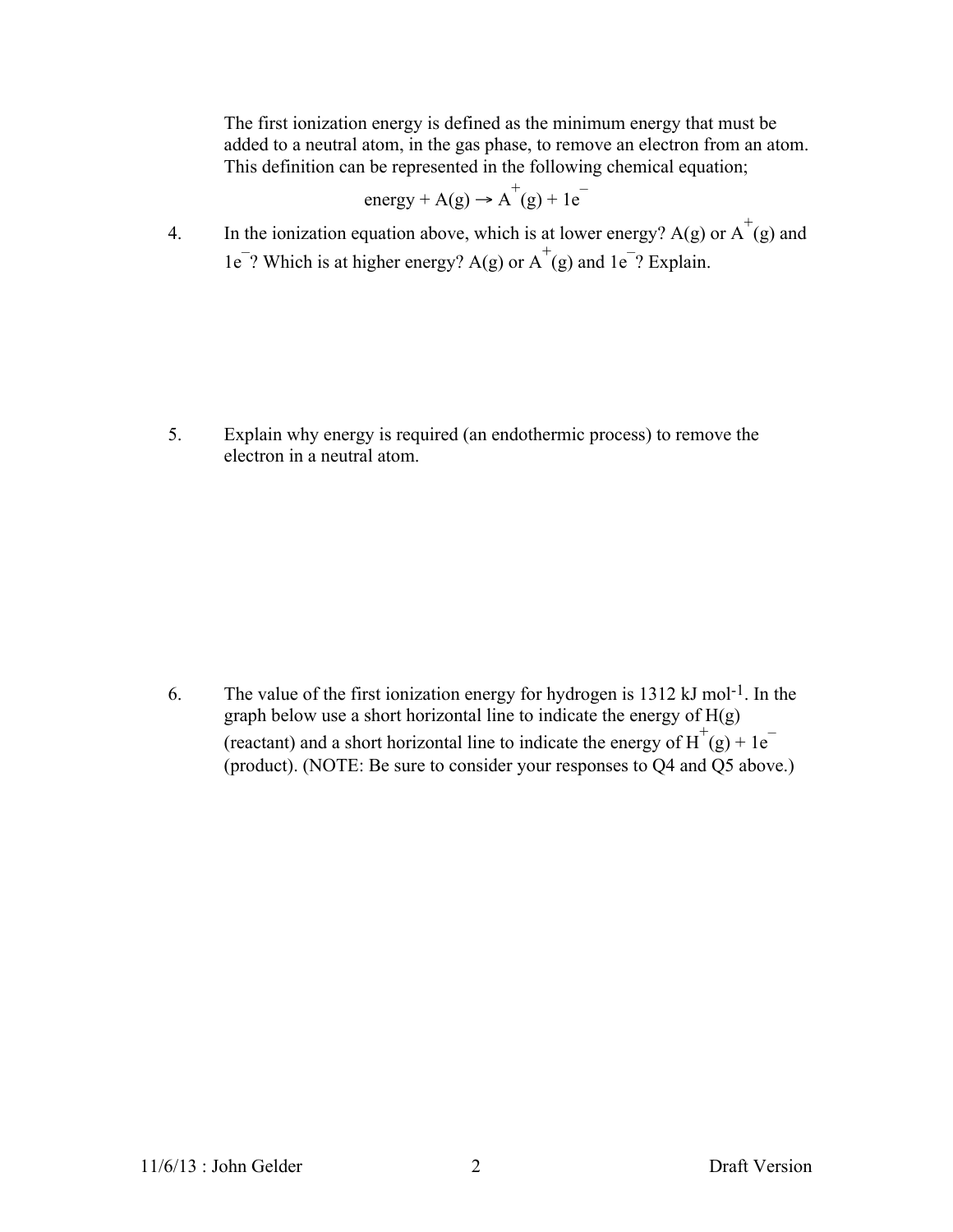The first ionization energy is defined as the minimum energy that must be added to a neutral atom, in the gas phase, to remove an electron from an atom. This definition can be represented in the following chemical equation;

$$\text{energy} + A(g) \rightarrow A^{+}(g) + 1e^{-}$$

4. In the ionization equation above, which is at lower energy? $A(g)$ or $A^{+}(g)$ and $1e^{-}$? Which is at higher energy? $A(g)$ or $A^{+}(g)$ and $1e^{-}$? Explain.

5. Explain why energy is required (an endothermic process) to remove the electron in a neutral atom.

6. The value of the first ionization energy for hydrogen is 1312 kJ mol$^{-1}$. In the graph below use a short horizontal line to indicate the energy of $H(g)$ (reactant) and a short horizontal line to indicate the energy of $H^{+}(g) + 1e^{-}$ (product). (NOTE: Be sure to consider your responses to Q4 and Q5 above.)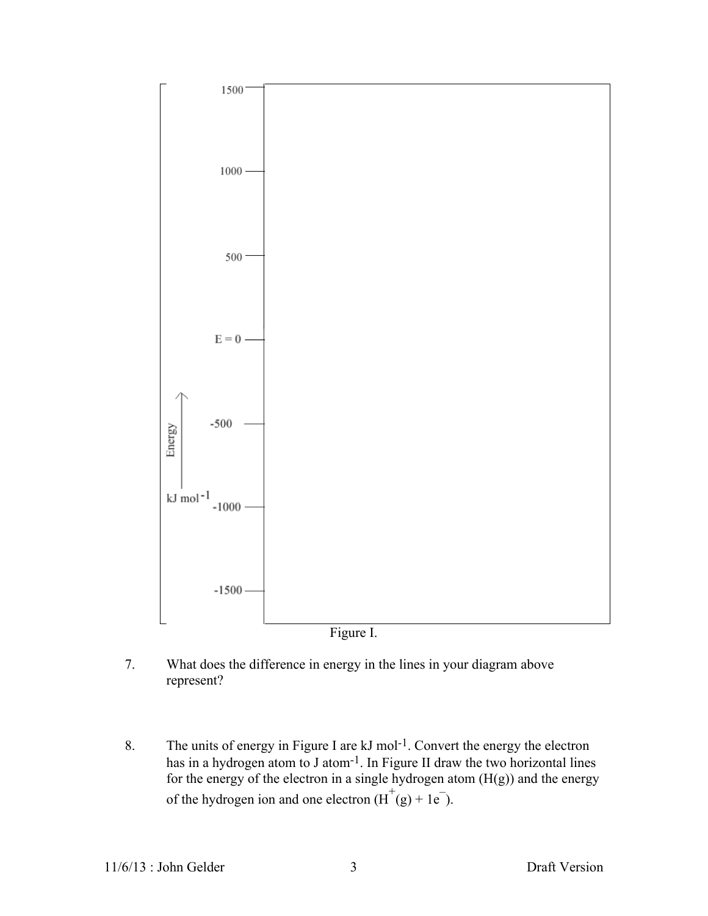Energy kJ $mol^{-1}$

1500

1000

500

E = 0

-500

-1000

-1500

Figure I.

7. What does the difference in energy in the lines in your diagram above represent?

8. The units of energy in Figure I are kJ $mol^{-1}$. Convert the energy the electron has in a hydrogen atom to J $atom^{-1}$. In Figure II draw the two horizontal lines for the energy of the electron in a single hydrogen atom ($H(g)$) and the energy of the hydrogen ion and one electron ($H^+(g) + 1e^-$).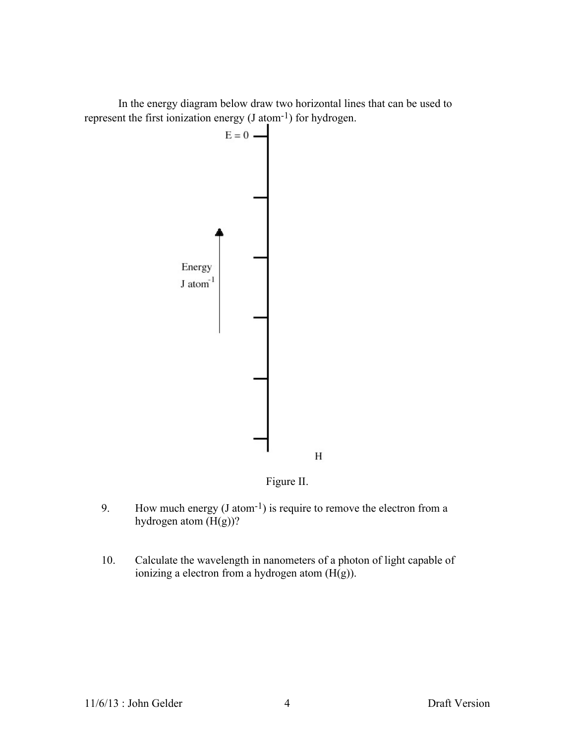In the energy diagram below draw two horizontal lines that can be used to represent the first ionization energy (J atom$^{-1}$) for hydrogen.

E = 0

Energy
J atom$^{-1}$

H

Figure II.

9. How much energy (J atom$^{-1}$) is require to remove the electron from a hydrogen atom (H(g))?

10. Calculate the wavelength in nanometers of a photon of light capable of ionizing a electron from a hydrogen atom (H(g)).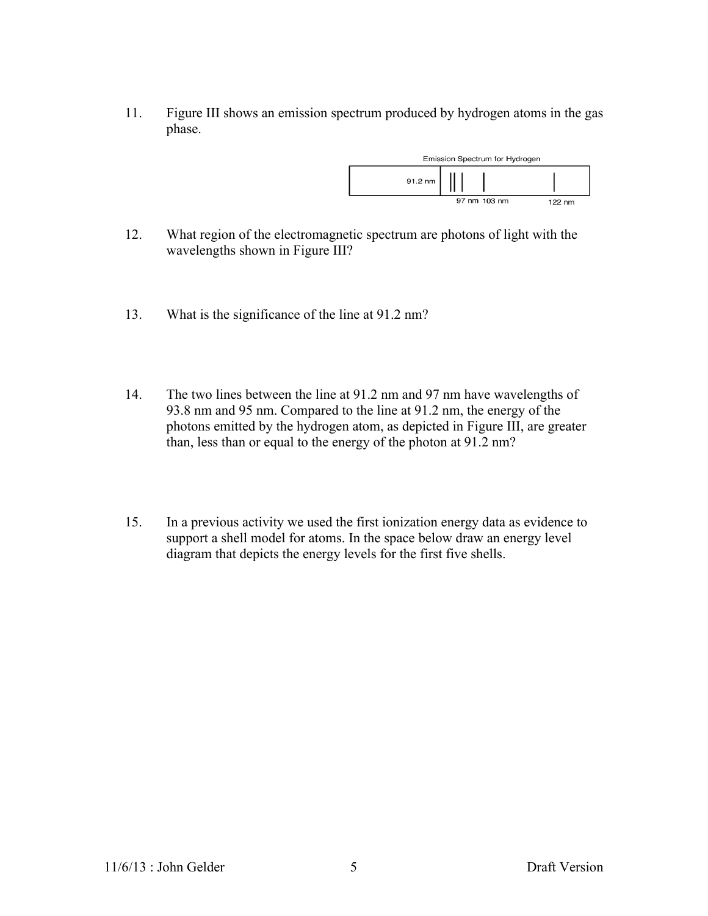11. Figure III shows an emission spectrum produced by hydrogen atoms in the gas phase.

Emission Spectrum for Hydrogen

91.2 nm

97 nm 103 nm 122 nm

12. What region of the electromagnetic spectrum are photons of light with the wavelengths shown in Figure III?

13. What is the significance of the line at 91.2 nm?

14. The two lines between the line at 91.2 nm and 97 nm have wavelengths of 93.8 nm and 95 nm. Compared to the line at 91.2 nm, the energy of the photons emitted by the hydrogen atom, as depicted in Figure III, are greater than, less than or equal to the energy of the photon at 91.2 nm?

15. In a previous activity we used the first ionization energy data as evidence to support a shell model for atoms. In the space below draw an energy level diagram that depicts the energy levels for the first five shells.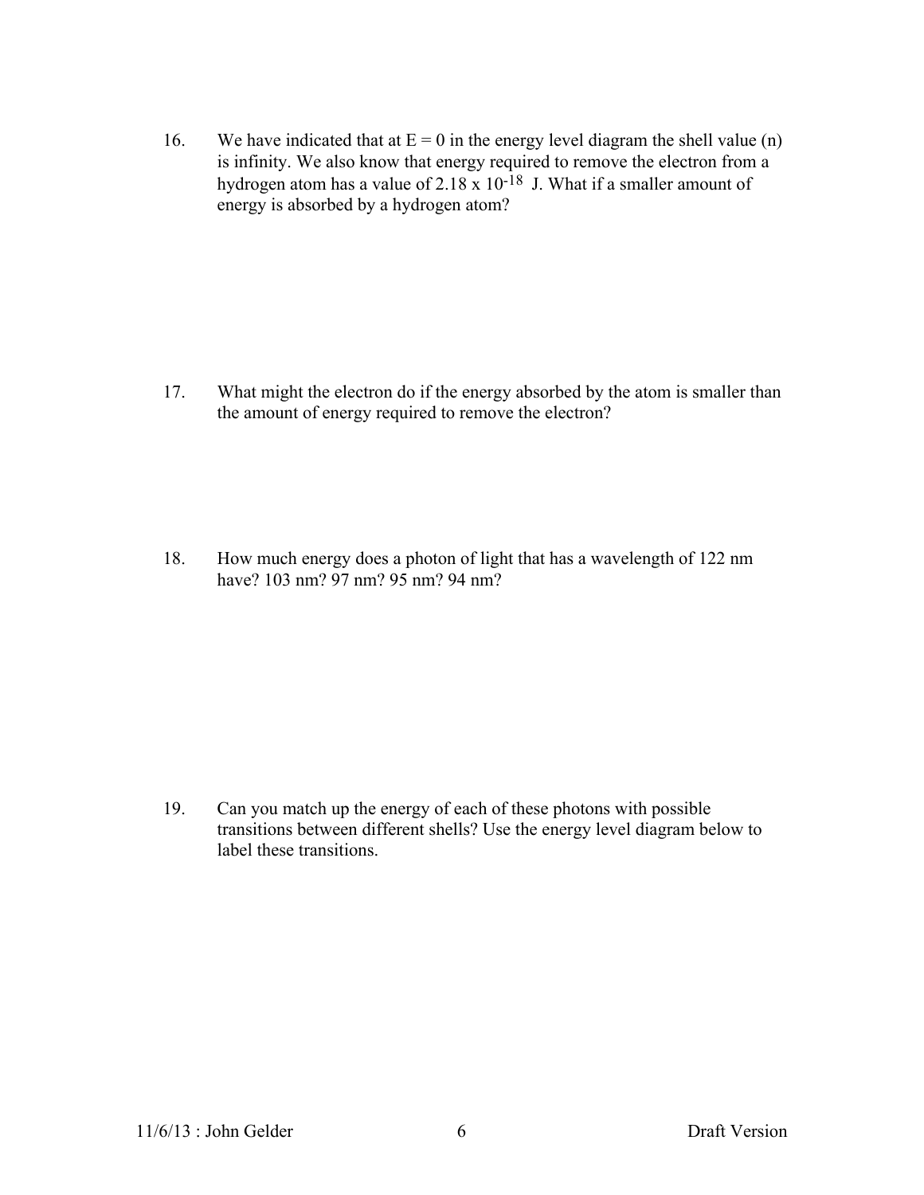16. We have indicated that at E = 0 in the energy level diagram the shell value (n) is infinity. We also know that energy required to remove the electron from a hydrogen atom has a value of $2.18 \times 10^{-18}$ J. What if a smaller amount of energy is absorbed by a hydrogen atom?

17. What might the electron do if the energy absorbed by the atom is smaller than the amount of energy required to remove the electron?

18. How much energy does a photon of light that has a wavelength of 122 nm have? 103 nm? 97 nm? 95 nm? 94 nm?

19. Can you match up the energy of each of these photons with possible transitions between different shells? Use the energy level diagram below to label these transitions.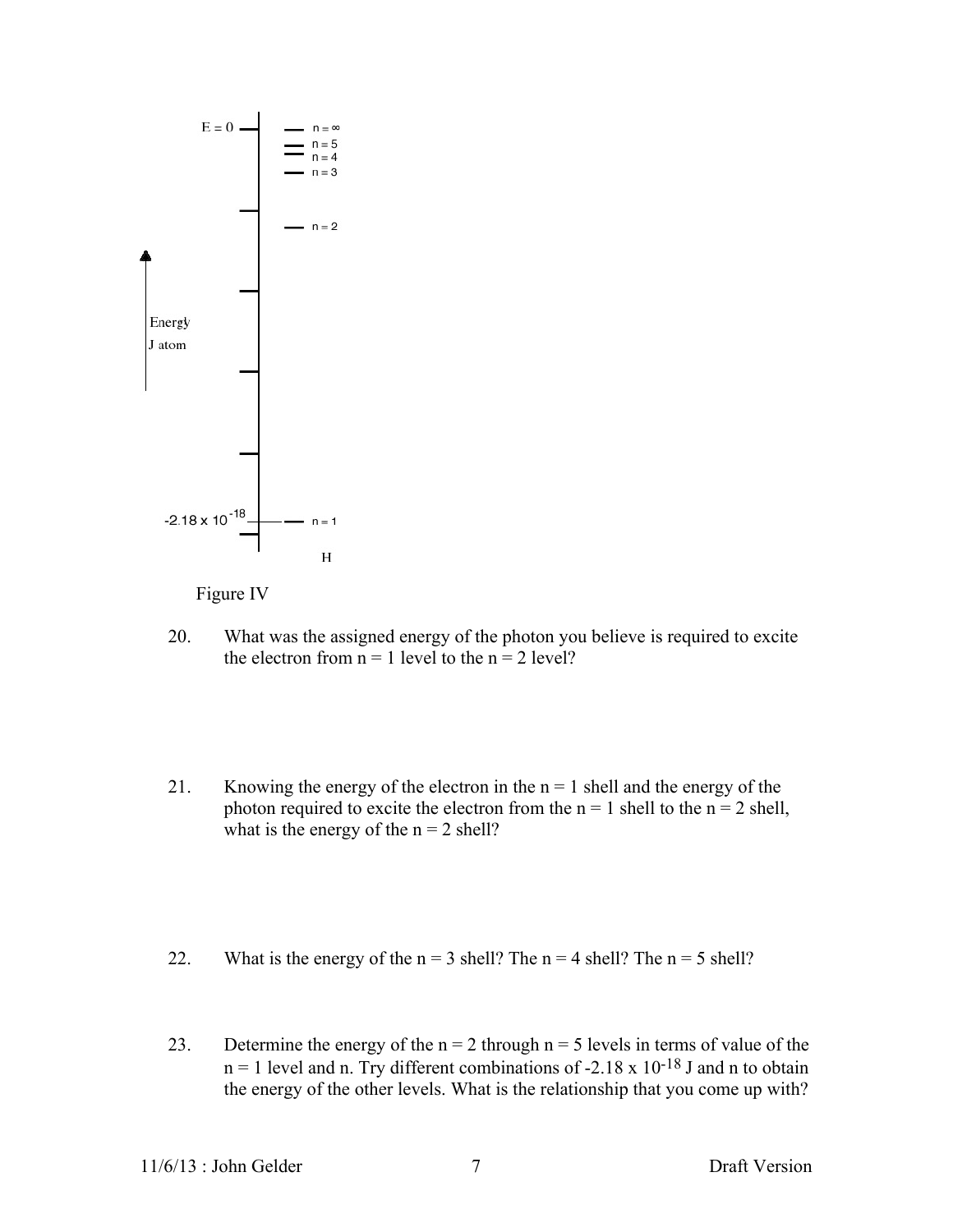E = 0

n = ∞

n = 5

n = 4

n = 3

n = 2

Energy

J atom

$-2.18 \times 10^{-18}$

n = 1

H

Figure IV

20. What was the assigned energy of the photon you believe is required to excite the electron from n = 1 level to the n = 2 level?

21. Knowing the energy of the electron in the n = 1 shell and the energy of the photon required to excite the electron from the n = 1 shell to the n = 2 shell, what is the energy of the n = 2 shell?

22. What is the energy of the n = 3 shell? The n = 4 shell? The n = 5 shell?

23. Determine the energy of the n = 2 through n = 5 levels in terms of value of the n = 1 level and n. Try different combinations of $-2.18 \times 10^{-18}$ J and n to obtain the energy of the other levels. What is the relationship that you come up with?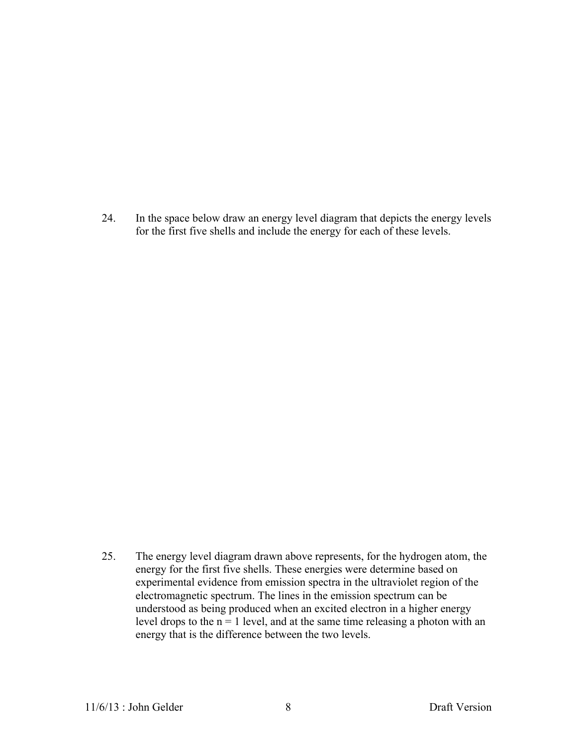24. In the space below draw an energy level diagram that depicts the energy levels for the first five shells and include the energy for each of these levels.

25. The energy level diagram drawn above represents, for the hydrogen atom, the energy for the first five shells. These energies were determine based on experimental evidence from emission spectra in the ultraviolet region of the electromagnetic spectrum. The lines in the emission spectrum can be understood as being produced when an excited electron in a higher energy level drops to the $n = 1$ level, and at the same time releasing a photon with an energy that is the difference between the two levels.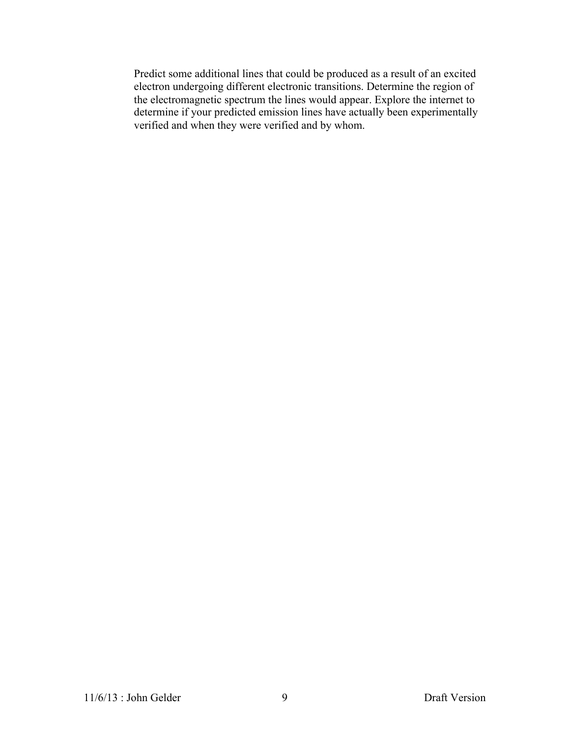Predict some additional lines that could be produced as a result of an excited electron undergoing different electronic transitions. Determine the region of the electromagnetic spectrum the lines would appear. Explore the internet to determine if your predicted emission lines have actually been experimentally verified and when they were verified and by whom.